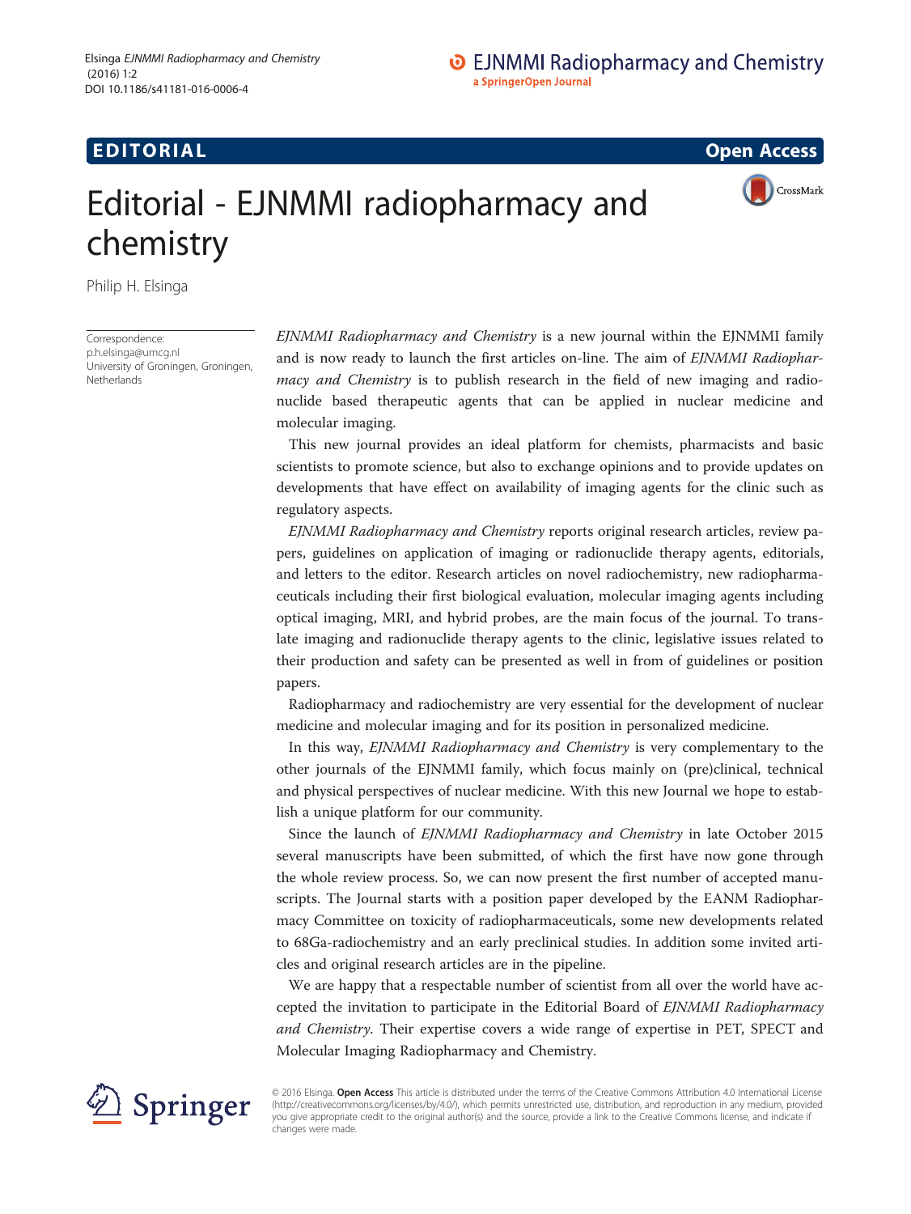EDITORIAL

Open Access

# Editorial - EJNMMI radiopharmacy and chemistry

Philip H. Elsinga

Correspondence: p.h.elsinga@umcg.nl
University of Groningen, Groningen, Netherlands

*EJNMMI Radiopharmacy and Chemistry* is a new journal within the EJNMMI family and is now ready to launch the first articles on-line. The aim of *EJNMMI Radiopharmacy and Chemistry* is to publish research in the field of new imaging and radionuclide based therapeutic agents that can be applied in nuclear medicine and molecular imaging.

This new journal provides an ideal platform for chemists, pharmacists and basic scientists to promote science, but also to exchange opinions and to provide updates on developments that have effect on availability of imaging agents for the clinic such as regulatory aspects.

*EJNMMI Radiopharmacy and Chemistry* reports original research articles, review papers, guidelines on application of imaging or radionuclide therapy agents, editorials, and letters to the editor. Research articles on novel radiochemistry, new radiopharmaceuticals including their first biological evaluation, molecular imaging agents including optical imaging, MRI, and hybrid probes, are the main focus of the journal. To translate imaging and radionuclide therapy agents to the clinic, legislative issues related to their production and safety can be presented as well in from of guidelines or position papers.

Radiopharmacy and radiochemistry are very essential for the development of nuclear medicine and molecular imaging and for its position in personalized medicine.

In this way, *EJNMMI Radiopharmacy and Chemistry* is very complementary to the other journals of the EJNMMI family, which focus mainly on (pre)clinical, technical and physical perspectives of nuclear medicine. With this new Journal we hope to establish a unique platform for our community.

Since the launch of *EJNMMI Radiopharmacy and Chemistry* in late October 2015 several manuscripts have been submitted, of which the first have now gone through the whole review process. So, we can now present the first number of accepted manuscripts. The Journal starts with a position paper developed by the EANM Radiopharmacy Committee on toxicity of radiopharmaceuticals, some new developments related to 68Ga-radiochemistry and an early preclinical studies. In addition some invited articles and original research articles are in the pipeline.

We are happy that a respectable number of scientist from all over the world have accepted the invitation to participate in the Editorial Board of *EJNMMI Radiopharmacy and Chemistry*. Their expertise covers a wide range of expertise in PET, SPECT and Molecular Imaging Radiopharmacy and Chemistry.

© 2016 Elsinga. **Open Access** This article is distributed under the terms of the Creative Commons Attribution 4.0 International License (http://creativecommons.org/licenses/by/4.0/), which permits unrestricted use, distribution, and reproduction in any medium, provided you give appropriate credit to the original author(s) and the source, provide a link to the Creative Commons license, and indicate if changes were made.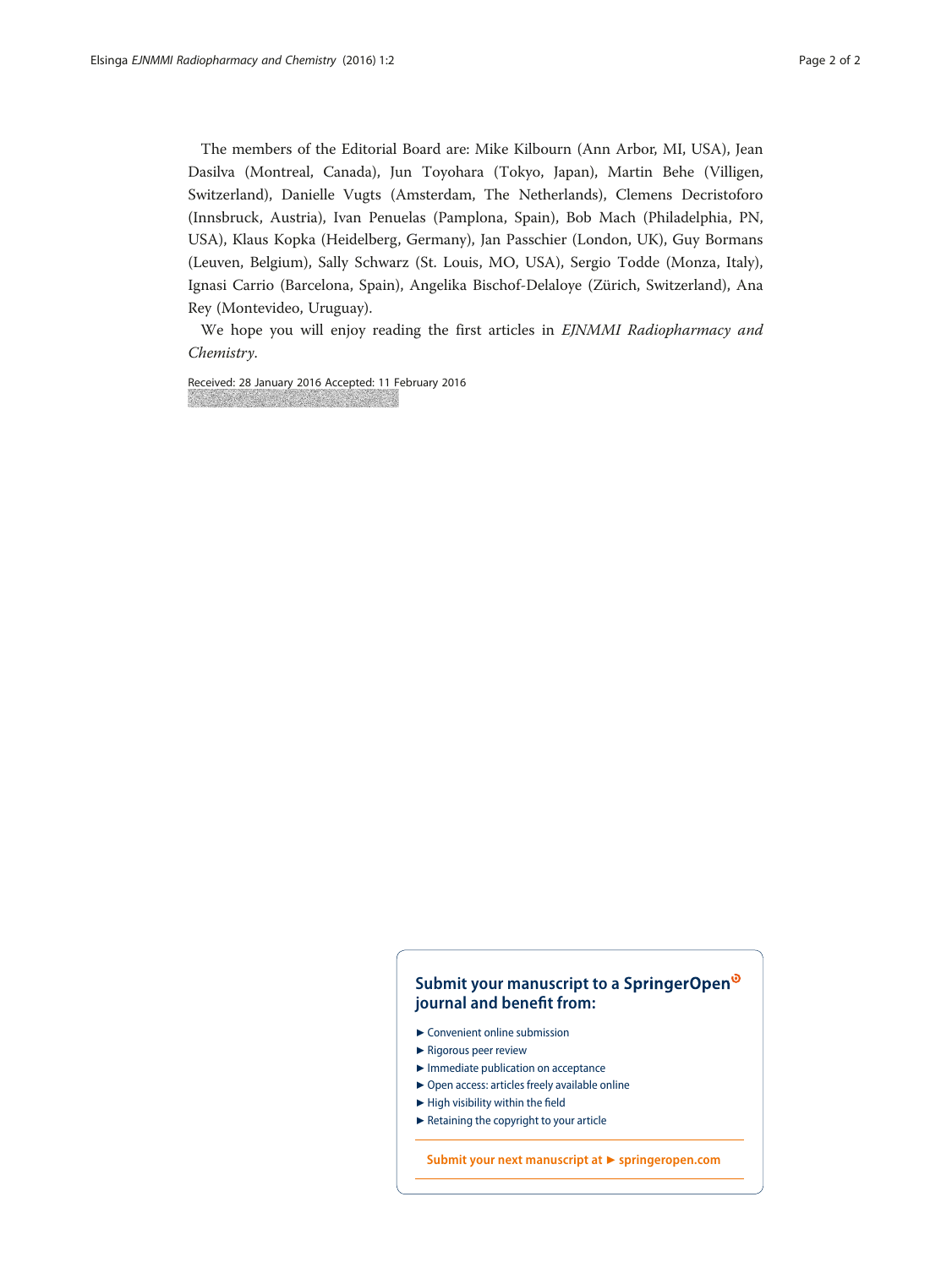The members of the Editorial Board are: Mike Kilbourn (Ann Arbor, MI, USA), Jean Dasilva (Montreal, Canada), Jun Toyohara (Tokyo, Japan), Martin Behe (Villigen, Switzerland), Danielle Vugts (Amsterdam, The Netherlands), Clemens Decristoforo (Innsbruck, Austria), Ivan Penuelas (Pamplona, Spain), Bob Mach (Philadelphia, PN, USA), Klaus Kopka (Heidelberg, Germany), Jan Passchier (London, UK), Guy Bormans (Leuven, Belgium), Sally Schwarz (St. Louis, MO, USA), Sergio Todde (Monza, Italy), Ignasi Carrio (Barcelona, Spain), Angelika Bischof-Delaloye (Zürich, Switzerland), Ana Rey (Montevideo, Uruguay).

We hope you will enjoy reading the first articles in *EJNMMI Radiopharmacy and Chemistry*.

Received: 28 January 2016 Accepted: 11 February 2016

**Submit your manuscript to a SpringerOpen journal and benefit from:**

- ► Convenient online submission
- ► Rigorous peer review
- ► Immediate publication on acceptance
- ► Open access: articles freely available online
- ► High visibility within the field
- ► Retaining the copyright to your article

**Submit your next manuscript at ► springeropen.com**